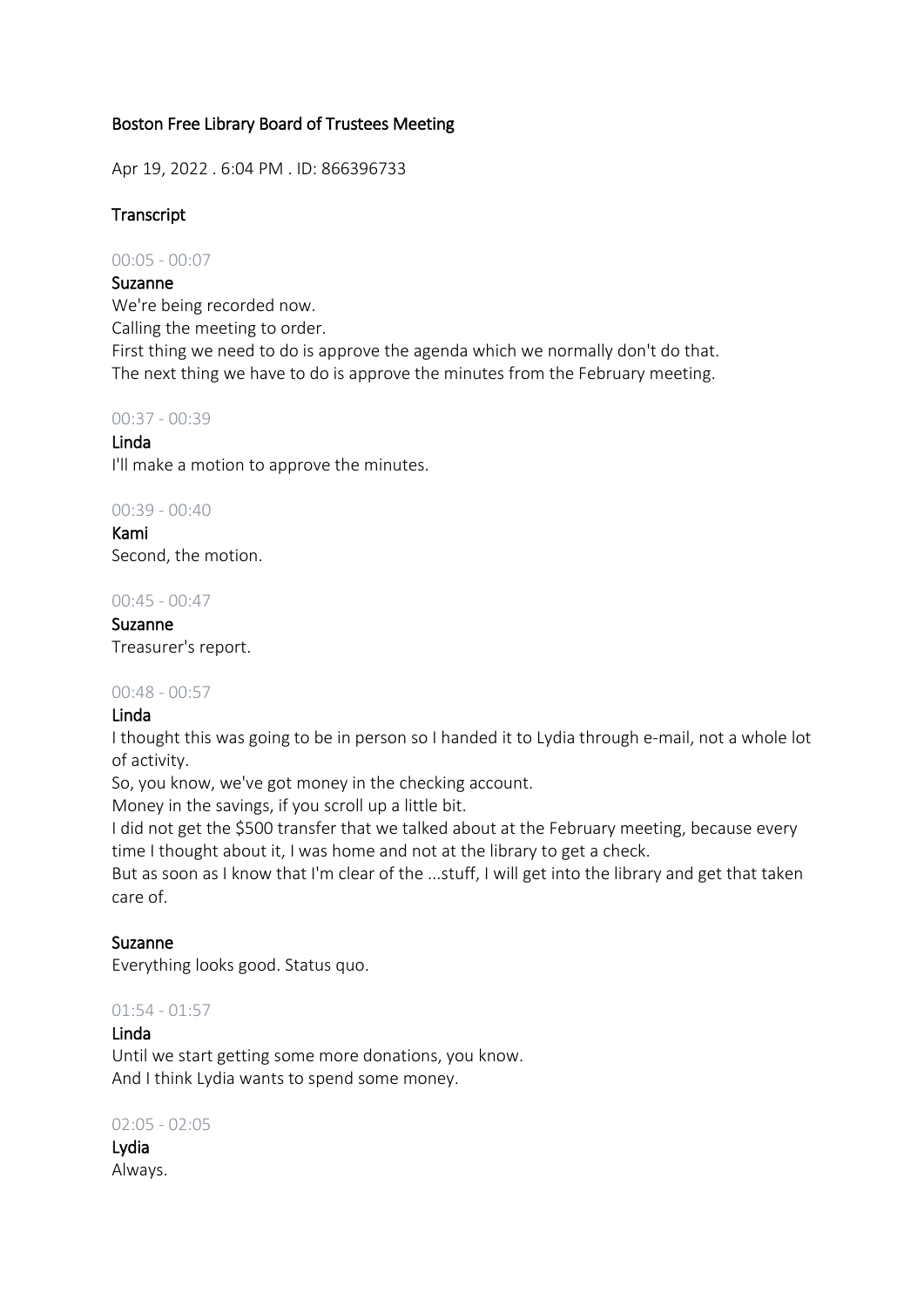# Boston Free Library Board of Trustees Meeting

Apr 19, 2022 . 6:04 PM . ID: 866396733

## Transcript

00:05 - 00:07

**Suzanne**

We're being recorded now.

Calling the meeting to order.

First thing we need to do is approve the agenda which we normally don't do that.

The next thing we have to do is approve the minutes from the February meeting.

00:37 - 00:39

**Linda**

I'll make a motion to approve the minutes.

00:39 - 00:40

**Kami**

Second, the motion.

00:45 - 00:47

**Suzanne**

Treasurer's report.

00:48 - 00:57

**Linda**

I thought this was going to be in person so I handed it to Lydia through e-mail, not a whole lot of activity.

So, you know, we've got money in the checking account.

Money in the savings, if you scroll up a little bit.

I did not get the $500 transfer that we talked about at the February meeting, because every time I thought about it, I was home and not at the library to get a check.

But as soon as I know that I'm clear of the ...stuff, I will get into the library and get that taken care of.

**Suzanne**

Everything looks good. Status quo.

01:54 - 01:57

**Linda**

Until we start getting some more donations, you know.

And I think Lydia wants to spend some money.

02:05 - 02:05

**Lydia**

Always.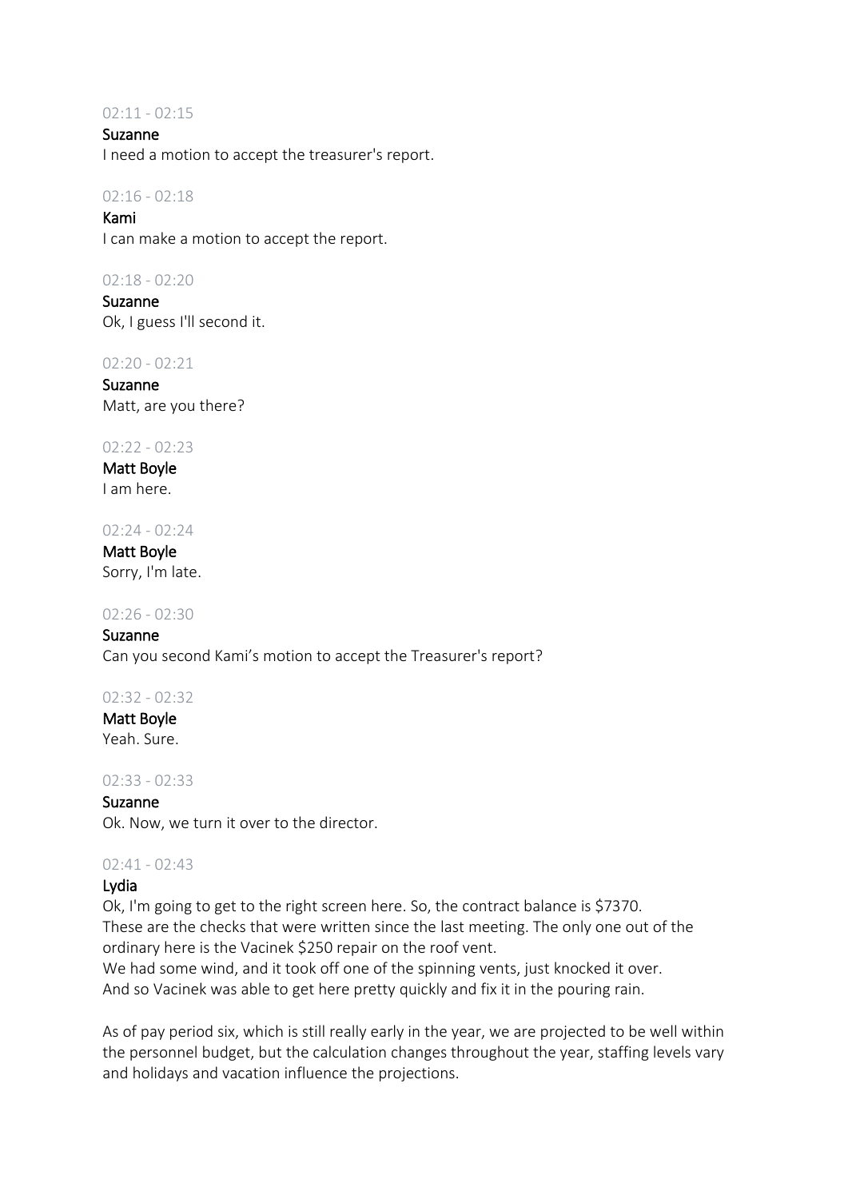02:11 - 02:15

Suzanne

I need a motion to accept the treasurer's report.

02:16 - 02:18

Kami

I can make a motion to accept the report.

02:18 - 02:20

Suzanne

Ok, I guess I'll second it.

02:20 - 02:21

Suzanne

Matt, are you there?

02:22 - 02:23

Matt Boyle

I am here.

02:24 - 02:24

Matt Boyle

Sorry, I'm late.

02:26 - 02:30

Suzanne

Can you second Kami's motion to accept the Treasurer's report?

02:32 - 02:32

Matt Boyle

Yeah. Sure.

02:33 - 02:33

Suzanne

Ok. Now, we turn it over to the director.

02:41 - 02:43

Lydia

Ok, I'm going to get to the right screen here. So, the contract balance is $7370.
These are the checks that were written since the last meeting. The only one out of the ordinary here is the Vacinek $250 repair on the roof vent.
We had some wind, and it took off one of the spinning vents, just knocked it over.
And so Vacinek was able to get here pretty quickly and fix it in the pouring rain.

As of pay period six, which is still really early in the year, we are projected to be well within the personnel budget, but the calculation changes throughout the year, staffing levels vary and holidays and vacation influence the projections.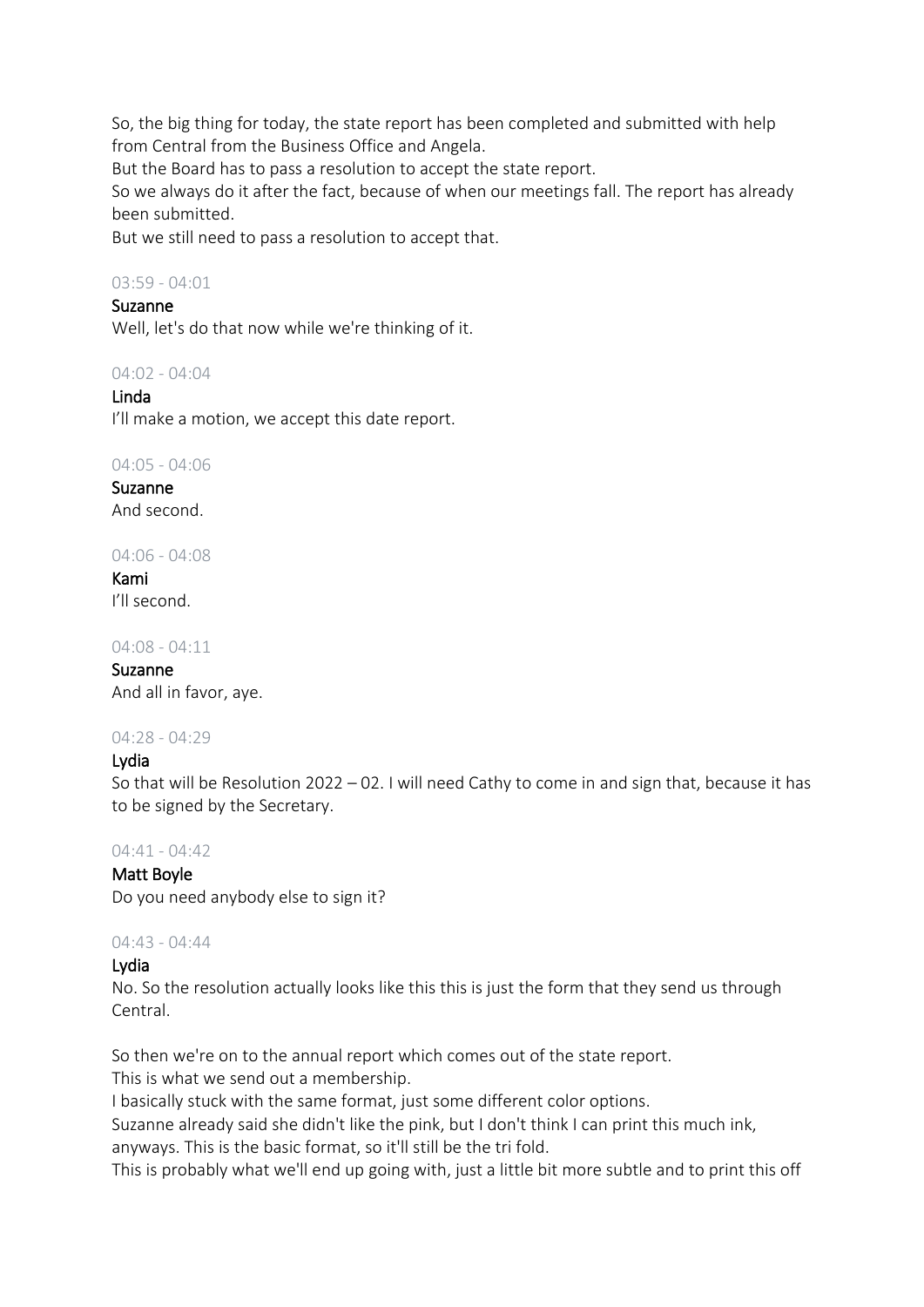So, the big thing for today, the state report has been completed and submitted with help from Central from the Business Office and Angela.

But the Board has to pass a resolution to accept the state report.

So we always do it after the fact, because of when our meetings fall. The report has already been submitted.

But we still need to pass a resolution to accept that.

03:59 - 04:01

Suzanne

Well, let's do that now while we're thinking of it.

04:02 - 04:04

Linda

I'll make a motion, we accept this date report.

04:05 - 04:06

Suzanne

And second.

04:06 - 04:08

Kami

I'll second.

04:08 - 04:11

Suzanne

And all in favor, aye.

04:28 - 04:29

Lydia

So that will be Resolution 2022 – 02. I will need Cathy to come in and sign that, because it has to be signed by the Secretary.

04:41 - 04:42

Matt Boyle

Do you need anybody else to sign it?

04:43 - 04:44

Lydia

No. So the resolution actually looks like this this is just the form that they send us through Central.

So then we're on to the annual report which comes out of the state report.

This is what we send out a membership.

I basically stuck with the same format, just some different color options.

Suzanne already said she didn't like the pink, but I don't think I can print this much ink, anyways. This is the basic format, so it'll still be the tri fold.

This is probably what we'll end up going with, just a little bit more subtle and to print this off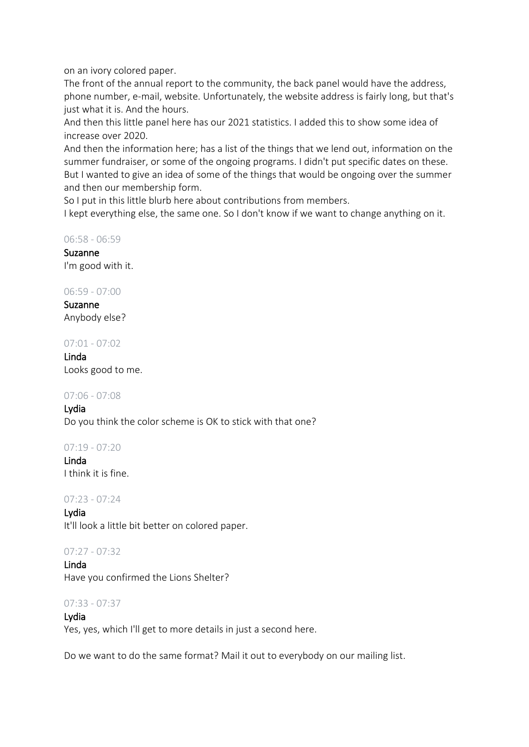on an ivory colored paper.

The front of the annual report to the community, the back panel would have the address, phone number, e-mail, website. Unfortunately, the website address is fairly long, but that's just what it is. And the hours.

And then this little panel here has our 2021 statistics. I added this to show some idea of increase over 2020.

And then the information here; has a list of the things that we lend out, information on the summer fundraiser, or some of the ongoing programs. I didn't put specific dates on these. But I wanted to give an idea of some of the things that would be ongoing over the summer and then our membership form.

So I put in this little blurb here about contributions from members.

I kept everything else, the same one. So I don't know if we want to change anything on it.

06:58 - 06:59

Suzanne

I'm good with it.

06:59 - 07:00

Suzanne

Anybody else?

07:01 - 07:02

Linda

Looks good to me.

07:06 - 07:08

Lydia

Do you think the color scheme is OK to stick with that one?

07:19 - 07:20

Linda

I think it is fine.

07:23 - 07:24

Lydia

It'll look a little bit better on colored paper.

07:27 - 07:32

Linda

Have you confirmed the Lions Shelter?

07:33 - 07:37

Lydia

Yes, yes, which I'll get to more details in just a second here.

Do we want to do the same format? Mail it out to everybody on our mailing list.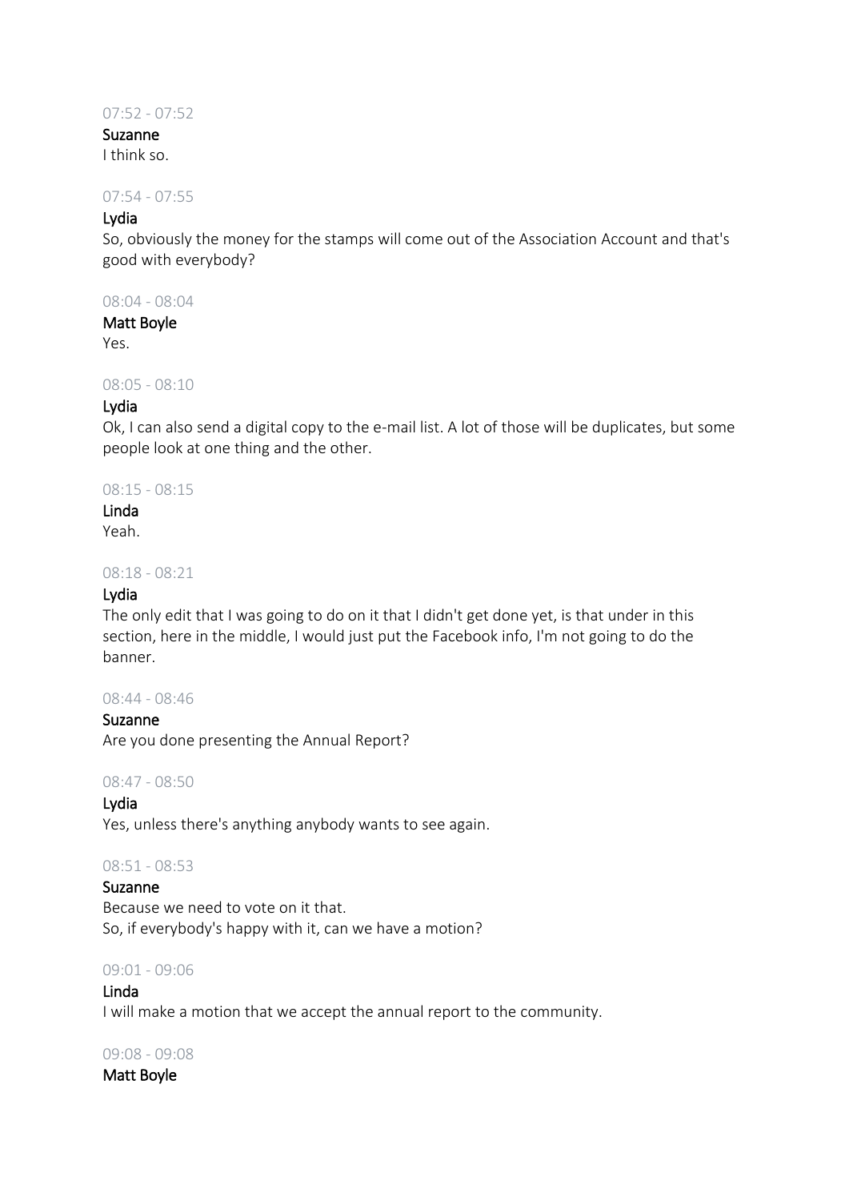07:52 - 07:52

Suzanne
I think so.

07:54 - 07:55

Lydia
So, obviously the money for the stamps will come out of the Association Account and that's good with everybody?

08:04 - 08:04

Matt Boyle
Yes.

08:05 - 08:10

Lydia
Ok, I can also send a digital copy to the e-mail list. A lot of those will be duplicates, but some people look at one thing and the other.

08:15 - 08:15

Linda
Yeah.

08:18 - 08:21

Lydia
The only edit that I was going to do on it that I didn't get done yet, is that under in this section, here in the middle, I would just put the Facebook info, I'm not going to do the banner.

08:44 - 08:46

Suzanne
Are you done presenting the Annual Report?

08:47 - 08:50

Lydia
Yes, unless there's anything anybody wants to see again.

08:51 - 08:53

Suzanne
Because we need to vote on it that.
So, if everybody's happy with it, can we have a motion?

09:01 - 09:06

Linda
I will make a motion that we accept the annual report to the community.

09:08 - 09:08

Matt Boyle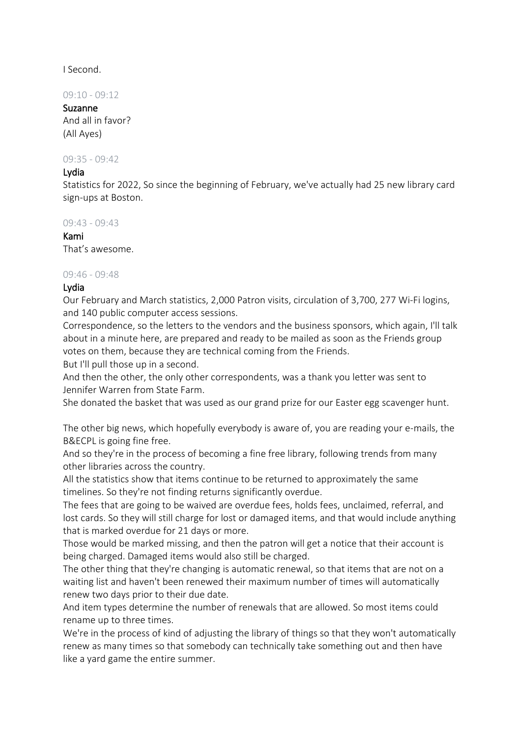I Second.

09:10 - 09:12

Suzanne
And all in favor?
(All Ayes)

09:35 - 09:42

Lydia
Statistics for 2022, So since the beginning of February, we've actually had 25 new library card sign-ups at Boston.

09:43 - 09:43

Kami
That's awesome.

09:46 - 09:48

Lydia
Our February and March statistics, 2,000 Patron visits, circulation of 3,700, 277 Wi-Fi logins, and 140 public computer access sessions.
Correspondence, so the letters to the vendors and the business sponsors, which again, I'll talk about in a minute here, are prepared and ready to be mailed as soon as the Friends group votes on them, because they are technical coming from the Friends.
But I'll pull those up in a second.
And then the other, the only other correspondents, was a thank you letter was sent to Jennifer Warren from State Farm.
She donated the basket that was used as our grand prize for our Easter egg scavenger hunt.

The other big news, which hopefully everybody is aware of, you are reading your e-mails, the B&ECPL is going fine free.
And so they're in the process of becoming a fine free library, following trends from many other libraries across the country.
All the statistics show that items continue to be returned to approximately the same timelines. So they're not finding returns significantly overdue.
The fees that are going to be waived are overdue fees, holds fees, unclaimed, referral, and lost cards. So they will still charge for lost or damaged items, and that would include anything that is marked overdue for 21 days or more.
Those would be marked missing, and then the patron will get a notice that their account is being charged. Damaged items would also still be charged.
The other thing that they're changing is automatic renewal, so that items that are not on a waiting list and haven't been renewed their maximum number of times will automatically renew two days prior to their due date.
And item types determine the number of renewals that are allowed. So most items could rename up to three times.
We're in the process of kind of adjusting the library of things so that they won't automatically renew as many times so that somebody can technically take something out and then have like a yard game the entire summer.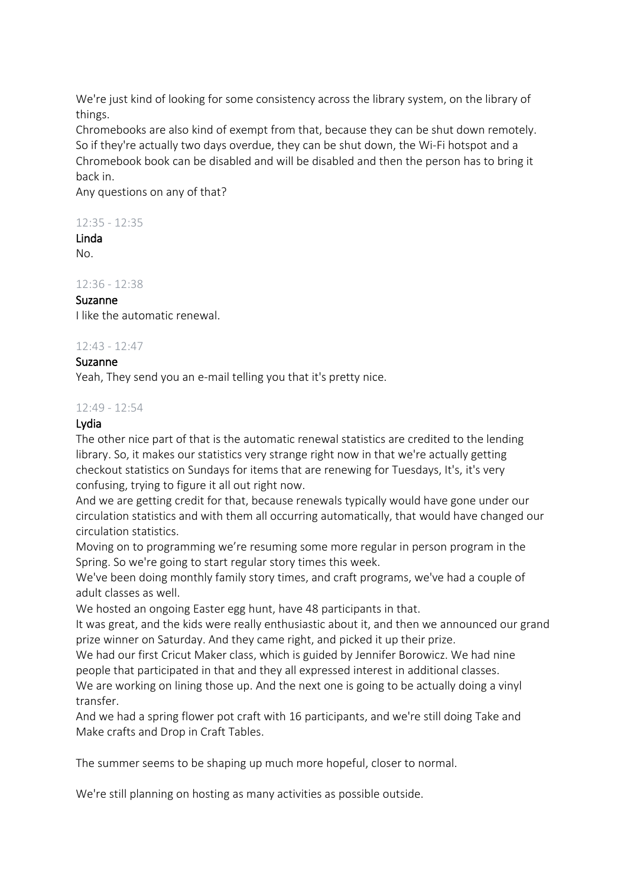We're just kind of looking for some consistency across the library system, on the library of things.
Chromebooks are also kind of exempt from that, because they can be shut down remotely. So if they're actually two days overdue, they can be shut down, the Wi-Fi hotspot and a Chromebook book can be disabled and will be disabled and then the person has to bring it back in.
Any questions on any of that?

12:35 - 12:35
**Linda**
No.

12:36 - 12:38
**Suzanne**
I like the automatic renewal.

12:43 - 12:47
**Suzanne**
Yeah, They send you an e-mail telling you that it's pretty nice.

12:49 - 12:54
**Lydia**
The other nice part of that is the automatic renewal statistics are credited to the lending library. So, it makes our statistics very strange right now in that we're actually getting checkout statistics on Sundays for items that are renewing for Tuesdays, It's, it's very confusing, trying to figure it all out right now.
And we are getting credit for that, because renewals typically would have gone under our circulation statistics and with them all occurring automatically, that would have changed our circulation statistics.
Moving on to programming we're resuming some more regular in person program in the Spring. So we're going to start regular story times this week.
We've been doing monthly family story times, and craft programs, we've had a couple of adult classes as well.
We hosted an ongoing Easter egg hunt, have 48 participants in that.
It was great, and the kids were really enthusiastic about it, and then we announced our grand prize winner on Saturday. And they came right, and picked it up their prize.
We had our first Cricut Maker class, which is guided by Jennifer Borowicz. We had nine people that participated in that and they all expressed interest in additional classes.
We are working on lining those up. And the next one is going to be actually doing a vinyl transfer.
And we had a spring flower pot craft with 16 participants, and we're still doing Take and Make crafts and Drop in Craft Tables.

The summer seems to be shaping up much more hopeful, closer to normal.

We're still planning on hosting as many activities as possible outside.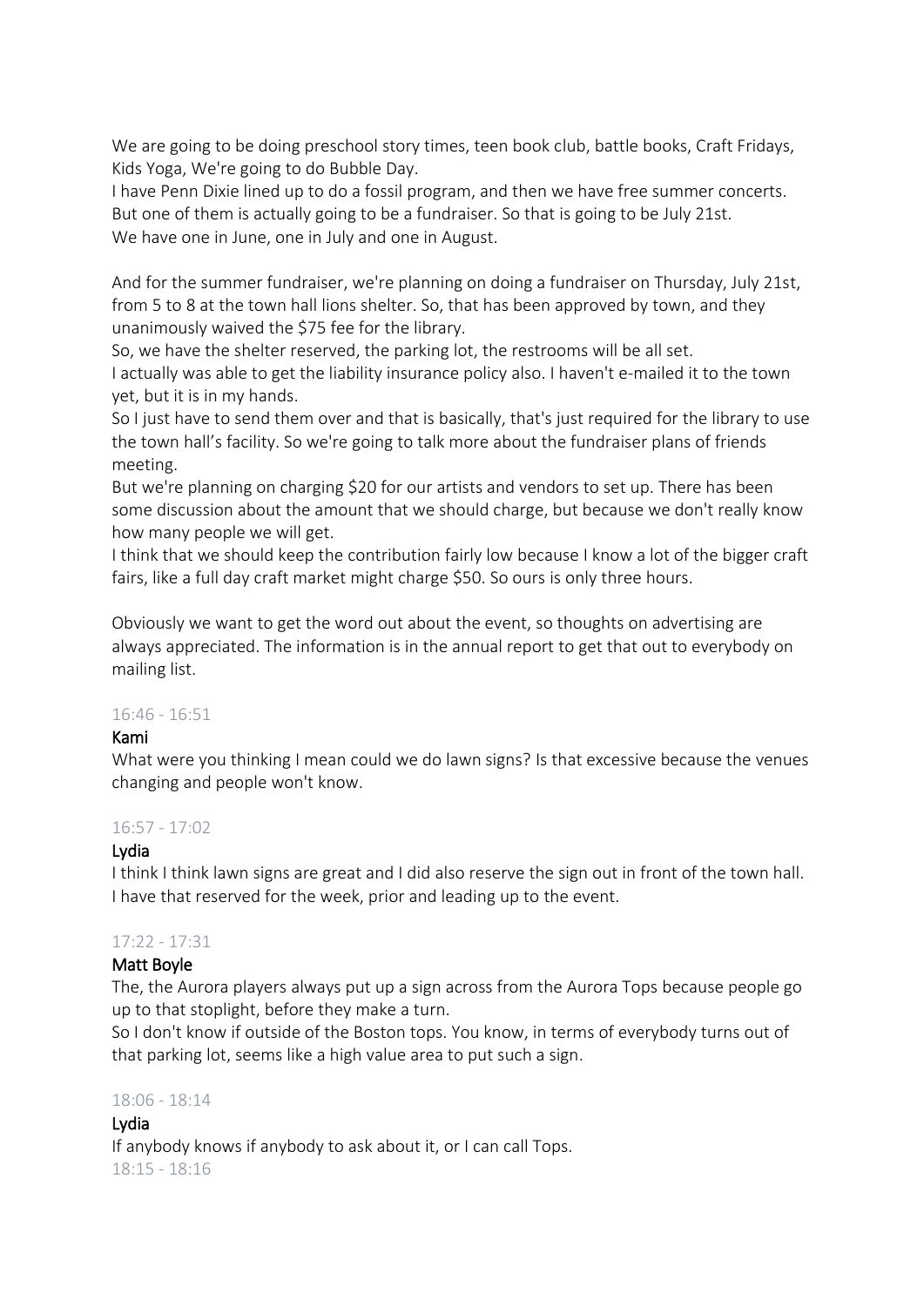We are going to be doing preschool story times, teen book club, battle books, Craft Fridays, Kids Yoga, We're going to do Bubble Day.
I have Penn Dixie lined up to do a fossil program, and then we have free summer concerts. But one of them is actually going to be a fundraiser. So that is going to be July 21st.
We have one in June, one in July and one in August.

And for the summer fundraiser, we're planning on doing a fundraiser on Thursday, July 21st, from 5 to 8 at the town hall lions shelter. So, that has been approved by town, and they unanimously waived the $75 fee for the library.
So, we have the shelter reserved, the parking lot, the restrooms will be all set.
I actually was able to get the liability insurance policy also. I haven't e-mailed it to the town yet, but it is in my hands.
So I just have to send them over and that is basically, that's just required for the library to use the town hall's facility. So we're going to talk more about the fundraiser plans of friends meeting.
But we're planning on charging $20 for our artists and vendors to set up. There has been some discussion about the amount that we should charge, but because we don't really know how many people we will get.
I think that we should keep the contribution fairly low because I know a lot of the bigger craft fairs, like a full day craft market might charge $50. So ours is only three hours.

Obviously we want to get the word out about the event, so thoughts on advertising are always appreciated. The information is in the annual report to get that out to everybody on mailing list.

16:46 - 16:51

### Kami

What were you thinking I mean could we do lawn signs? Is that excessive because the venues changing and people won't know.

16:57 - 17:02

### Lydia

I think I think lawn signs are great and I did also reserve the sign out in front of the town hall. I have that reserved for the week, prior and leading up to the event.

17:22 - 17:31

### Matt Boyle

The, the Aurora players always put up a sign across from the Aurora Tops because people go up to that stoplight, before they make a turn.
So I don't know if outside of the Boston tops. You know, in terms of everybody turns out of that parking lot, seems like a high value area to put such a sign.

18:06 - 18:14

### Lydia

If anybody knows if anybody to ask about it, or I can call Tops.

18:15 - 18:16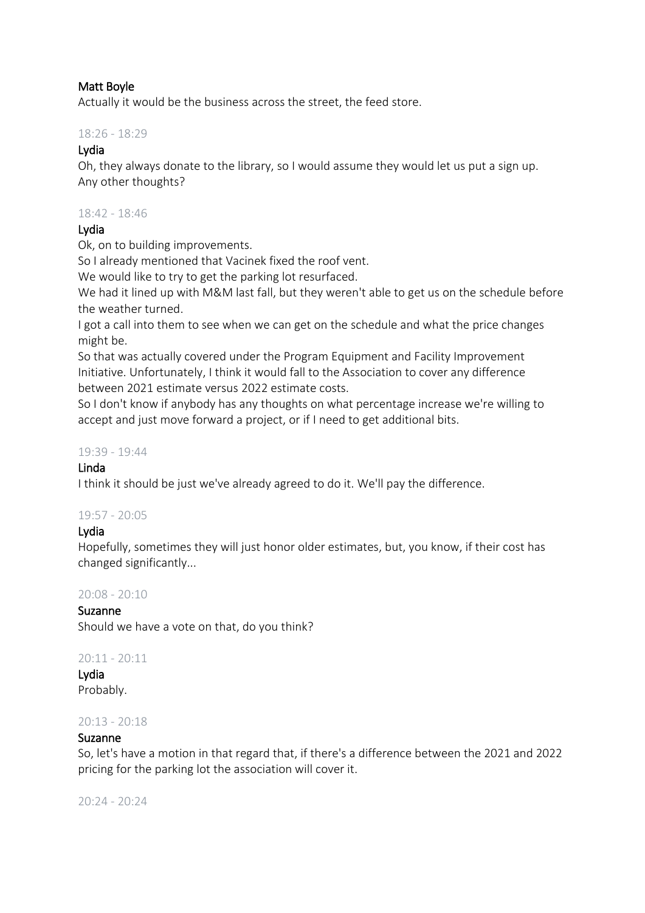Matt Boyle
Actually it would be the business across the street, the feed store.

18:26 - 18:29

Lydia
Oh, they always donate to the library, so I would assume they would let us put a sign up.
Any other thoughts?

18:42 - 18:46

Lydia
Ok, on to building improvements.
So I already mentioned that Vacinek fixed the roof vent.
We would like to try to get the parking lot resurfaced.
We had it lined up with M&M last fall, but they weren't able to get us on the schedule before the weather turned.
I got a call into them to see when we can get on the schedule and what the price changes might be.
So that was actually covered under the Program Equipment and Facility Improvement Initiative. Unfortunately, I think it would fall to the Association to cover any difference between 2021 estimate versus 2022 estimate costs.
So I don't know if anybody has any thoughts on what percentage increase we're willing to accept and just move forward a project, or if I need to get additional bits.

19:39 - 19:44

Linda
I think it should be just we've already agreed to do it. We'll pay the difference.

19:57 - 20:05

Lydia
Hopefully, sometimes they will just honor older estimates, but, you know, if their cost has changed significantly...

20:08 - 20:10

Suzanne
Should we have a vote on that, do you think?

20:11 - 20:11

Lydia
Probably.

20:13 - 20:18

Suzanne
So, let's have a motion in that regard that, if there's a difference between the 2021 and 2022 pricing for the parking lot the association will cover it.

20:24 - 20:24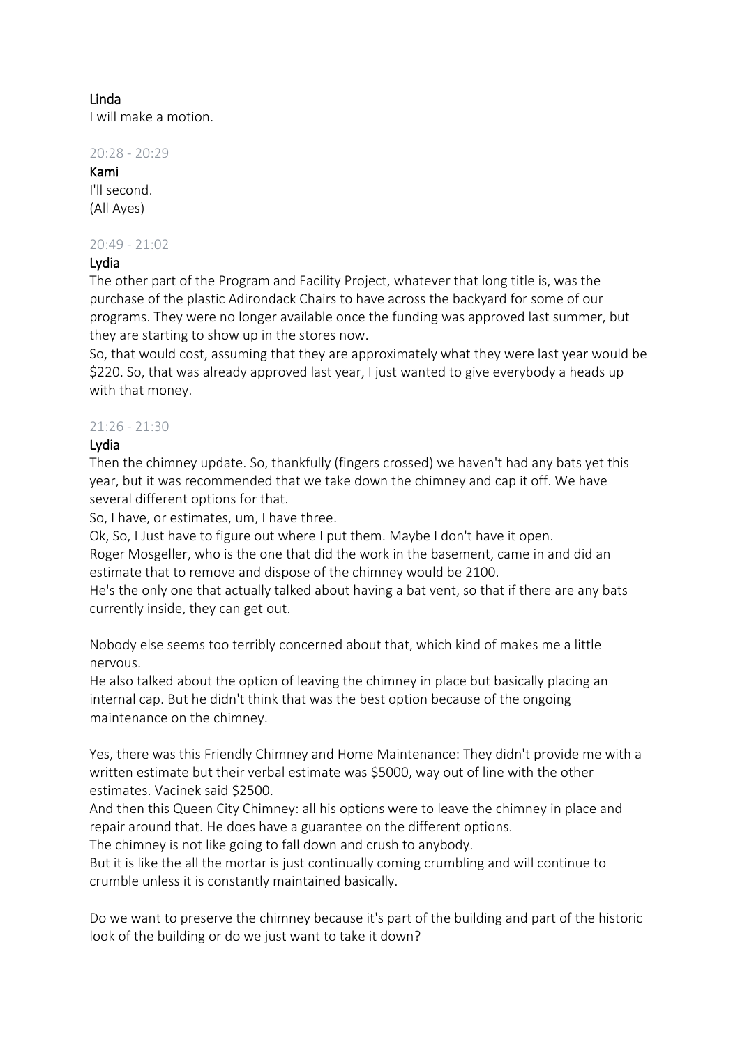Linda
I will make a motion.

20:28 - 20:29

Kami
I'll second.
(All Ayes)

20:49 - 21:02

Lydia
The other part of the Program and Facility Project, whatever that long title is, was the purchase of the plastic Adirondack Chairs to have across the backyard for some of our programs. They were no longer available once the funding was approved last summer, but they are starting to show up in the stores now.
So, that would cost, assuming that they are approximately what they were last year would be $220. So, that was already approved last year, I just wanted to give everybody a heads up with that money.

21:26 - 21:30

Lydia
Then the chimney update. So, thankfully (fingers crossed) we haven't had any bats yet this year, but it was recommended that we take down the chimney and cap it off. We have several different options for that.
So, I have, or estimates, um, I have three.
Ok, So, I Just have to figure out where I put them. Maybe I don't have it open.
Roger Mosgeller, who is the one that did the work in the basement, came in and did an estimate that to remove and dispose of the chimney would be 2100.
He's the only one that actually talked about having a bat vent, so that if there are any bats currently inside, they can get out.

Nobody else seems too terribly concerned about that, which kind of makes me a little nervous.
He also talked about the option of leaving the chimney in place but basically placing an internal cap. But he didn't think that was the best option because of the ongoing maintenance on the chimney.

Yes, there was this Friendly Chimney and Home Maintenance: They didn't provide me with a written estimate but their verbal estimate was $5000, way out of line with the other estimates. Vacinek said $2500.
And then this Queen City Chimney: all his options were to leave the chimney in place and repair around that. He does have a guarantee on the different options.
The chimney is not like going to fall down and crush to anybody.
But it is like the all the mortar is just continually coming crumbling and will continue to crumble unless it is constantly maintained basically.

Do we want to preserve the chimney because it's part of the building and part of the historic look of the building or do we just want to take it down?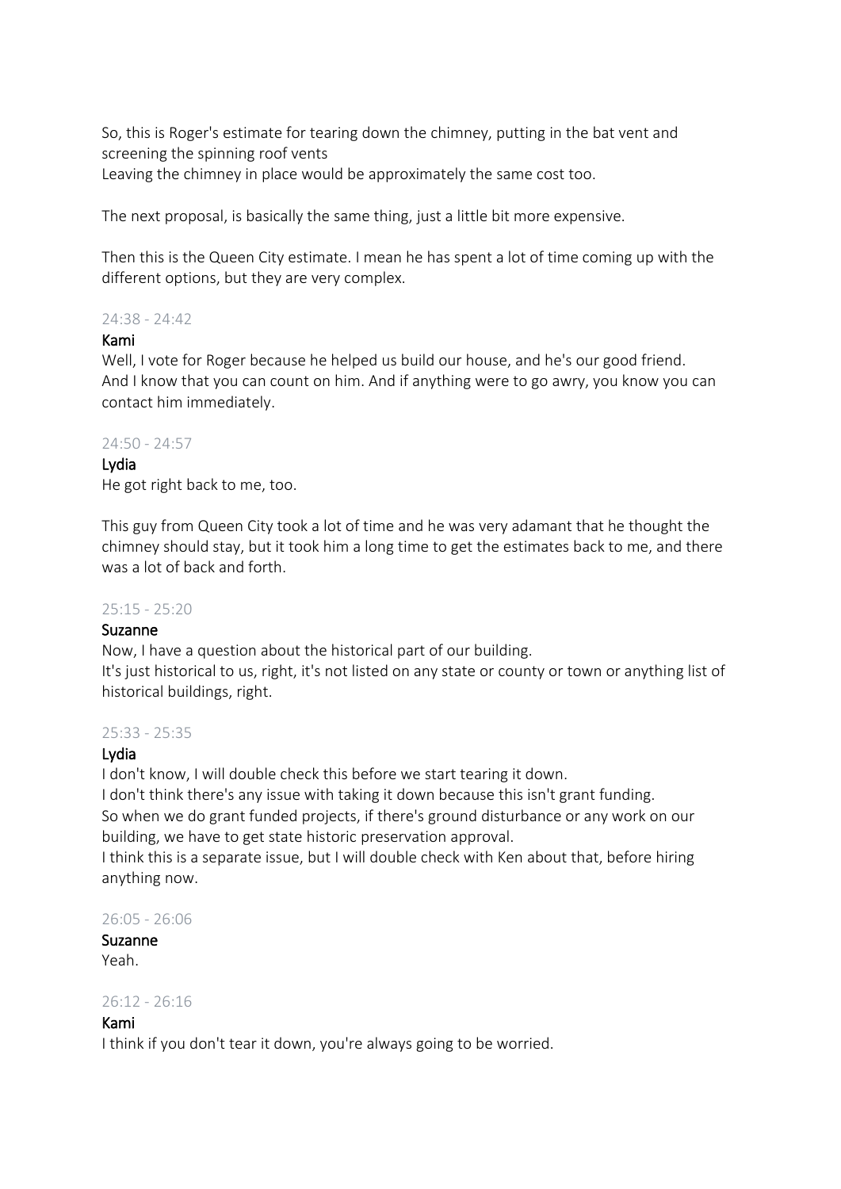So, this is Roger's estimate for tearing down the chimney, putting in the bat vent and screening the spinning roof vents
Leaving the chimney in place would be approximately the same cost too.

The next proposal, is basically the same thing, just a little bit more expensive.

Then this is the Queen City estimate. I mean he has spent a lot of time coming up with the different options, but they are very complex.

24:38 - 24:42

**Kami**
Well, I vote for Roger because he helped us build our house, and he's our good friend.
And I know that you can count on him. And if anything were to go awry, you know you can contact him immediately.

24:50 - 24:57

**Lydia**
He got right back to me, too.

This guy from Queen City took a lot of time and he was very adamant that he thought the chimney should stay, but it took him a long time to get the estimates back to me, and there was a lot of back and forth.

25:15 - 25:20

**Suzanne**
Now, I have a question about the historical part of our building.
It's just historical to us, right, it's not listed on any state or county or town or anything list of historical buildings, right.

25:33 - 25:35

**Lydia**
I don't know, I will double check this before we start tearing it down.
I don't think there's any issue with taking it down because this isn't grant funding.
So when we do grant funded projects, if there's ground disturbance or any work on our building, we have to get state historic preservation approval.
I think this is a separate issue, but I will double check with Ken about that, before hiring anything now.

26:05 - 26:06

**Suzanne**
Yeah.

26:12 - 26:16

**Kami**
I think if you don't tear it down, you're always going to be worried.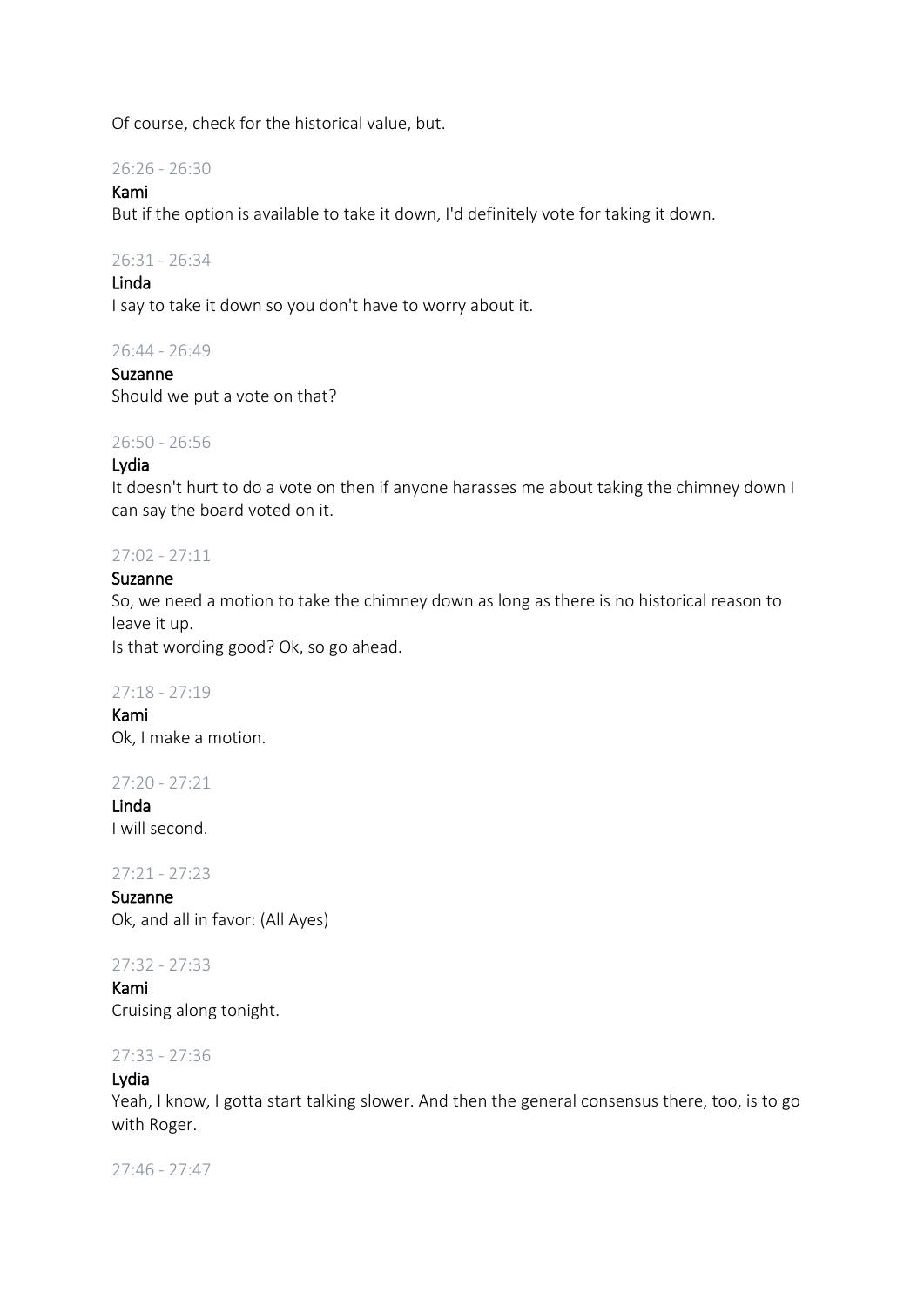Of course, check for the historical value, but.

26:26 - 26:30

Kami

But if the option is available to take it down, I'd definitely vote for taking it down.

26:31 - 26:34

Linda

I say to take it down so you don't have to worry about it.

26:44 - 26:49

Suzanne

Should we put a vote on that?

26:50 - 26:56

Lydia

It doesn't hurt to do a vote on then if anyone harasses me about taking the chimney down I can say the board voted on it.

27:02 - 27:11

Suzanne

So, we need a motion to take the chimney down as long as there is no historical reason to leave it up.

Is that wording good? Ok, so go ahead.

27:18 - 27:19

Kami

Ok, I make a motion.

27:20 - 27:21

Linda

I will second.

27:21 - 27:23

Suzanne

Ok, and all in favor: (All Ayes)

27:32 - 27:33

Kami

Cruising along tonight.

27:33 - 27:36

Lydia

Yeah, I know, I gotta start talking slower. And then the general consensus there, too, is to go with Roger.

27:46 - 27:47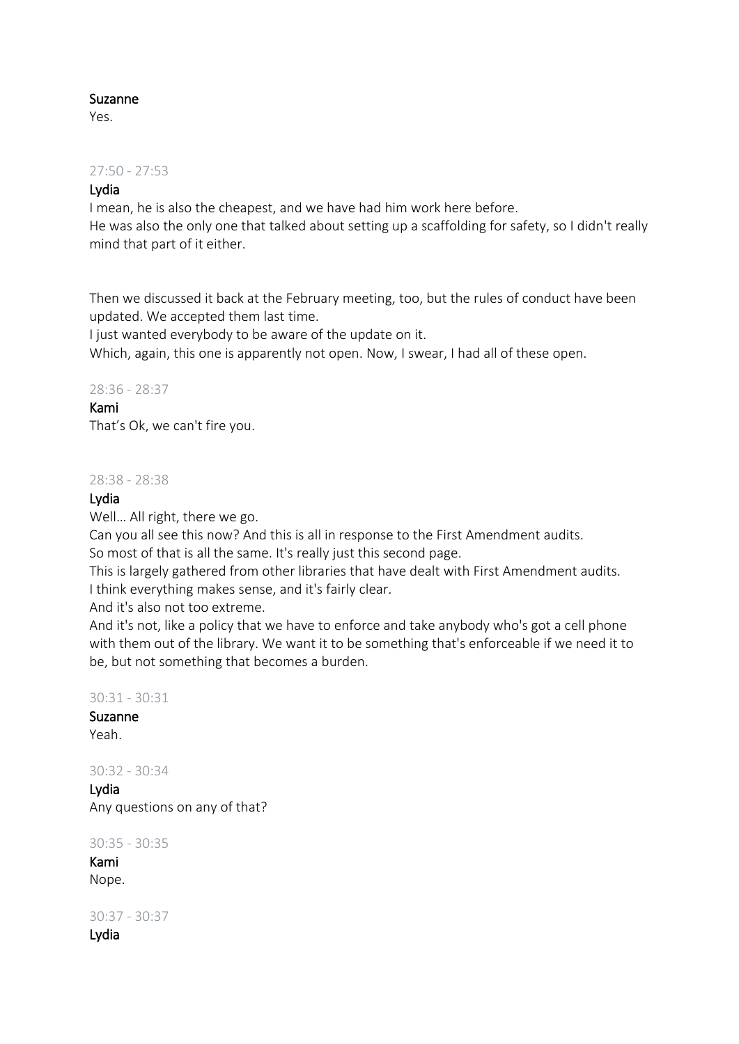**Suzanne**
Yes.

27:50 - 27:53

**Lydia**
I mean, he is also the cheapest, and we have had him work here before.
He was also the only one that talked about setting up a scaffolding for safety, so I didn't really mind that part of it either.

Then we discussed it back at the February meeting, too, but the rules of conduct have been updated. We accepted them last time.
I just wanted everybody to be aware of the update on it.
Which, again, this one is apparently not open. Now, I swear, I had all of these open.

28:36 - 28:37

**Kami**
That's Ok, we can't fire you.

28:38 - 28:38

**Lydia**
Well… All right, there we go.
Can you all see this now? And this is all in response to the First Amendment audits.
So most of that is all the same. It's really just this second page.
This is largely gathered from other libraries that have dealt with First Amendment audits.
I think everything makes sense, and it's fairly clear.
And it's also not too extreme.
And it's not, like a policy that we have to enforce and take anybody who's got a cell phone with them out of the library. We want it to be something that's enforceable if we need it to be, but not something that becomes a burden.

30:31 - 30:31

**Suzanne**
Yeah.

30:32 - 30:34

**Lydia**
Any questions on any of that?

30:35 - 30:35

**Kami**
Nope.

30:37 - 30:37

**Lydia**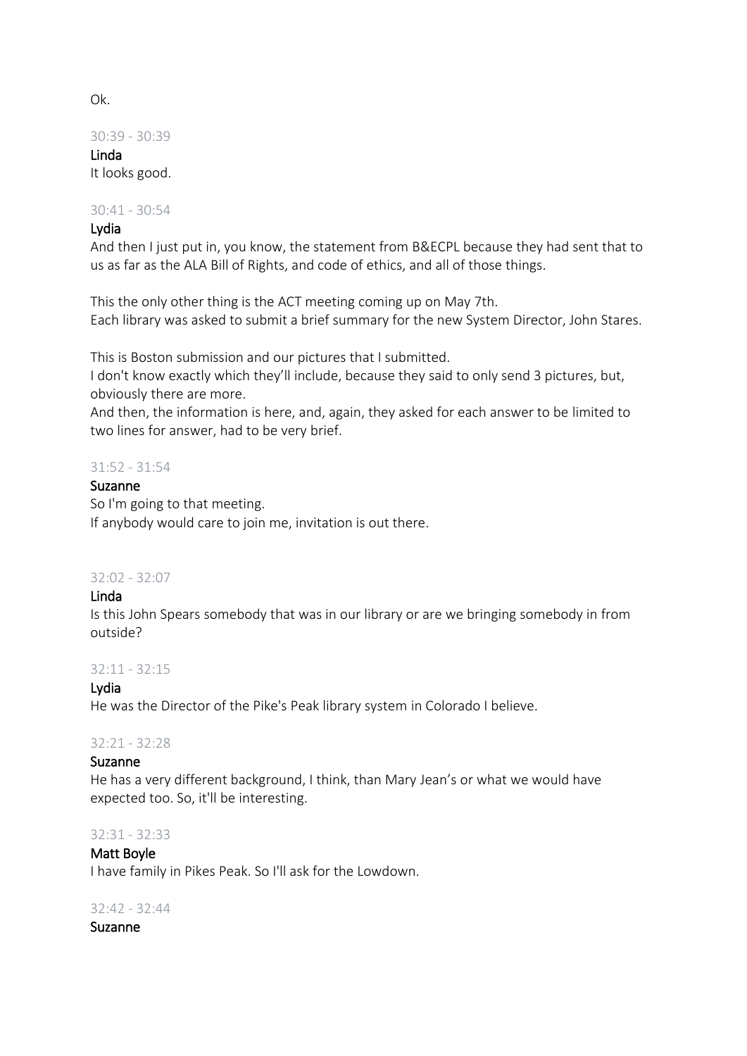Ok.

30:39 - 30:39

Linda

It looks good.

30:41 - 30:54

Lydia

And then I just put in, you know, the statement from B&ECPL because they had sent that to us as far as the ALA Bill of Rights, and code of ethics, and all of those things.

This the only other thing is the ACT meeting coming up on May 7th.
Each library was asked to submit a brief summary for the new System Director, John Stares.

This is Boston submission and our pictures that I submitted.
I don't know exactly which they'll include, because they said to only send 3 pictures, but, obviously there are more.
And then, the information is here, and, again, they asked for each answer to be limited to two lines for answer, had to be very brief.

31:52 - 31:54

Suzanne

So I'm going to that meeting.
If anybody would care to join me, invitation is out there.

32:02 - 32:07

Linda

Is this John Spears somebody that was in our library or are we bringing somebody in from outside?

32:11 - 32:15

Lydia

He was the Director of the Pike's Peak library system in Colorado I believe.

32:21 - 32:28

Suzanne

He has a very different background, I think, than Mary Jean's or what we would have expected too. So, it'll be interesting.

32:31 - 32:33

Matt Boyle

I have family in Pikes Peak. So I'll ask for the Lowdown.

32:42 - 32:44

Suzanne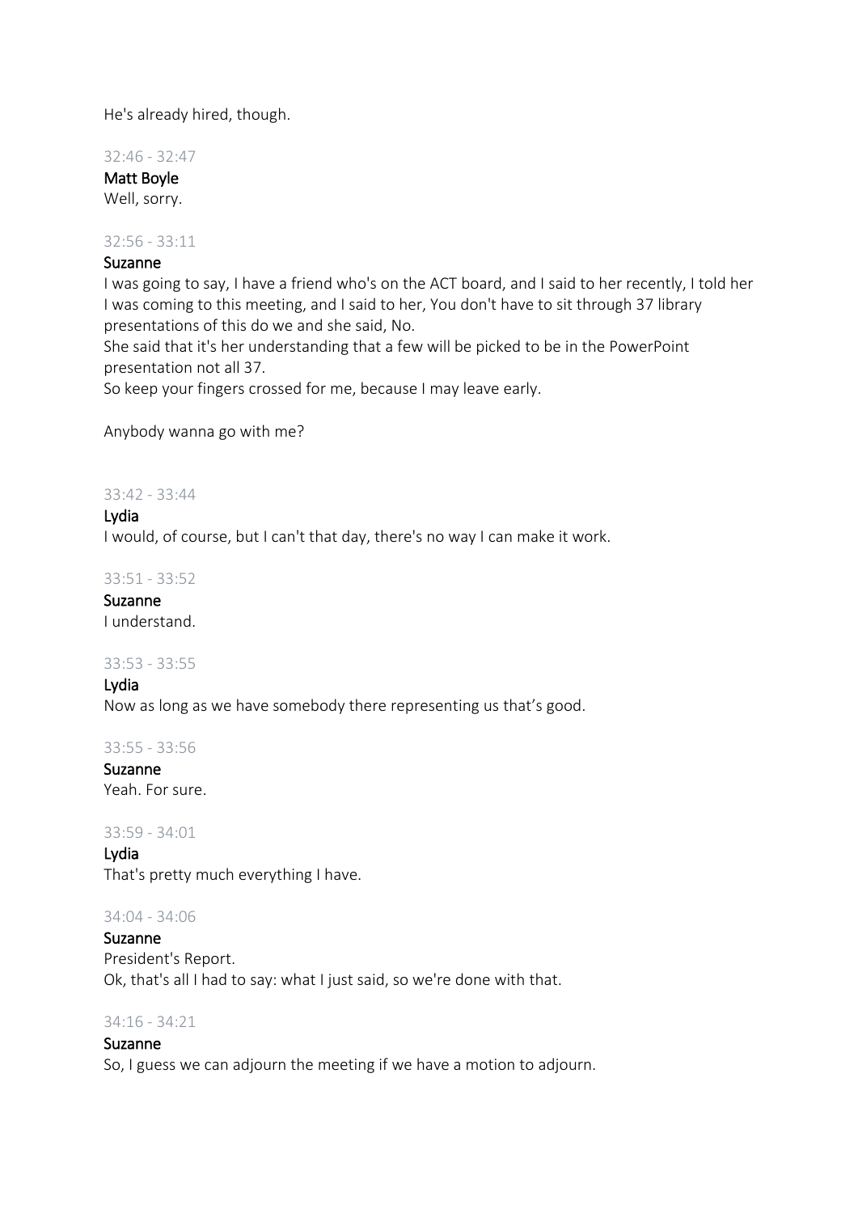He's already hired, though.

32:46 - 32:47

**Matt Boyle**
Well, sorry.

32:56 - 33:11

**Suzanne**
I was going to say, I have a friend who's on the ACT board, and I said to her recently, I told her I was coming to this meeting, and I said to her, You don't have to sit through 37 library presentations of this do we and she said, No.
She said that it's her understanding that a few will be picked to be in the PowerPoint presentation not all 37.
So keep your fingers crossed for me, because I may leave early.

Anybody wanna go with me?

33:42 - 33:44

**Lydia**
I would, of course, but I can't that day, there's no way I can make it work.

33:51 - 33:52

**Suzanne**
I understand.

33:53 - 33:55

**Lydia**
Now as long as we have somebody there representing us that's good.

33:55 - 33:56

**Suzanne**
Yeah. For sure.

33:59 - 34:01

**Lydia**
That's pretty much everything I have.

34:04 - 34:06

**Suzanne**
President's Report.
Ok, that's all I had to say: what I just said, so we're done with that.

34:16 - 34:21

**Suzanne**
So, I guess we can adjourn the meeting if we have a motion to adjourn.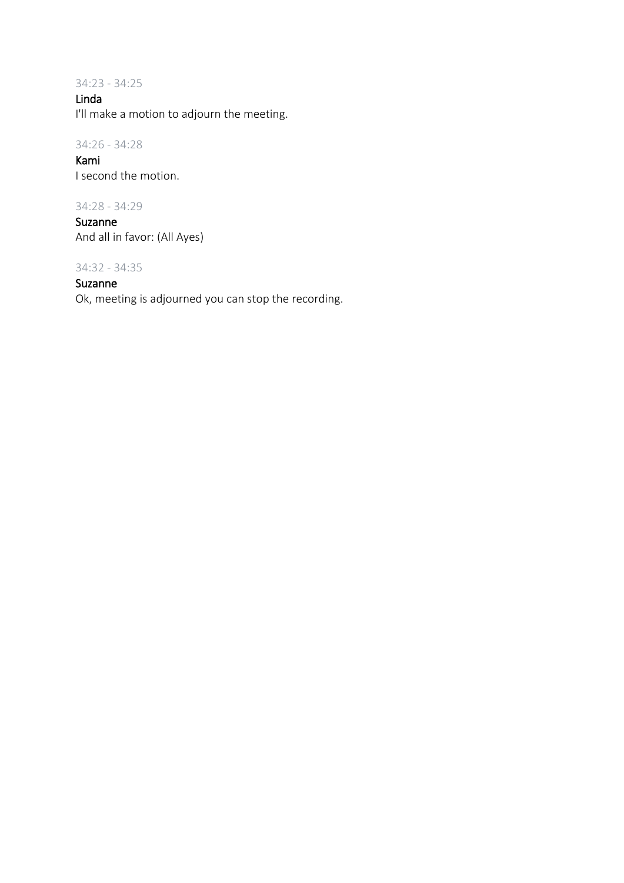34:23 - 34:25

**Linda**
I'll make a motion to adjourn the meeting.

34:26 - 34:28

**Kami**
I second the motion.

34:28 - 34:29

**Suzanne**
And all in favor: (All Ayes)

34:32 - 34:35

**Suzanne**
Ok, meeting is adjourned you can stop the recording.